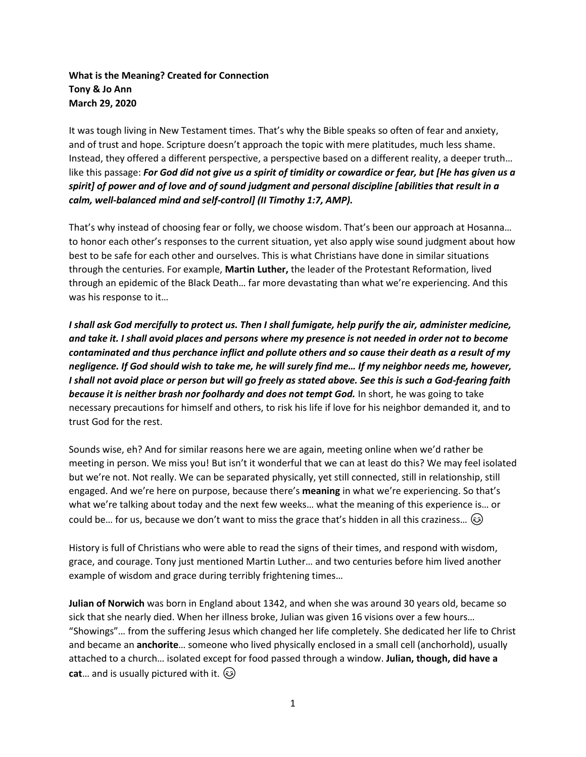**What is the Meaning? Created for Connection**
**Tony & Jo Ann**
**March 29, 2020**

It was tough living in New Testament times. That's why the Bible speaks so often of fear and anxiety, and of trust and hope. Scripture doesn't approach the topic with mere platitudes, much less shame. Instead, they offered a different perspective, a perspective based on a different reality, a deeper truth… like this passage: ***For God did not give us a spirit of timidity or cowardice or fear, but [He has given us a spirit] of power and of love and of sound judgment and personal discipline [abilities that result in a calm, well-balanced mind and self-control] (II Timothy 1:7, AMP).***

That's why instead of choosing fear or folly, we choose wisdom. That's been our approach at Hosanna… to honor each other's responses to the current situation, yet also apply wise sound judgment about how best to be safe for each other and ourselves. This is what Christians have done in similar situations through the centuries. For example, **Martin Luther,** the leader of the Protestant Reformation, lived through an epidemic of the Black Death… far more devastating than what we're experiencing. And this was his response to it…

***I shall ask God mercifully to protect us. Then I shall fumigate, help purify the air, administer medicine, and take it. I shall avoid places and persons where my presence is not needed in order not to become contaminated and thus perchance inflict and pollute others and so cause their death as a result of my negligence. If God should wish to take me, he will surely find me… If my neighbor needs me, however, I shall not avoid place or person but will go freely as stated above. See this is such a God-fearing faith because it is neither brash nor foolhardy and does not tempt God.*** In short, he was going to take necessary precautions for himself and others, to risk his life if love for his neighbor demanded it, and to trust God for the rest.

Sounds wise, eh? And for similar reasons here we are again, meeting online when we'd rather be meeting in person. We miss you! But isn't it wonderful that we can at least do this? We may feel isolated but we're not. Not really. We can be separated physically, yet still connected, still in relationship, still engaged. And we're here on purpose, because there's **meaning** in what we're experiencing. So that's what we're talking about today and the next few weeks… what the meaning of this experience is… or could be… for us, because we don't want to miss the grace that's hidden in all this craziness… 😉

History is full of Christians who were able to read the signs of their times, and respond with wisdom, grace, and courage. Tony just mentioned Martin Luther… and two centuries before him lived another example of wisdom and grace during terribly frightening times…

**Julian of Norwich** was born in England about 1342, and when she was around 30 years old, became so sick that she nearly died. When her illness broke, Julian was given 16 visions over a few hours… "Showings"… from the suffering Jesus which changed her life completely. She dedicated her life to Christ and became an **anchorite**… someone who lived physically enclosed in a small cell (anchorhold), usually attached to a church… isolated except for food passed through a window. **Julian, though, did have a cat**… and is usually pictured with it. 😉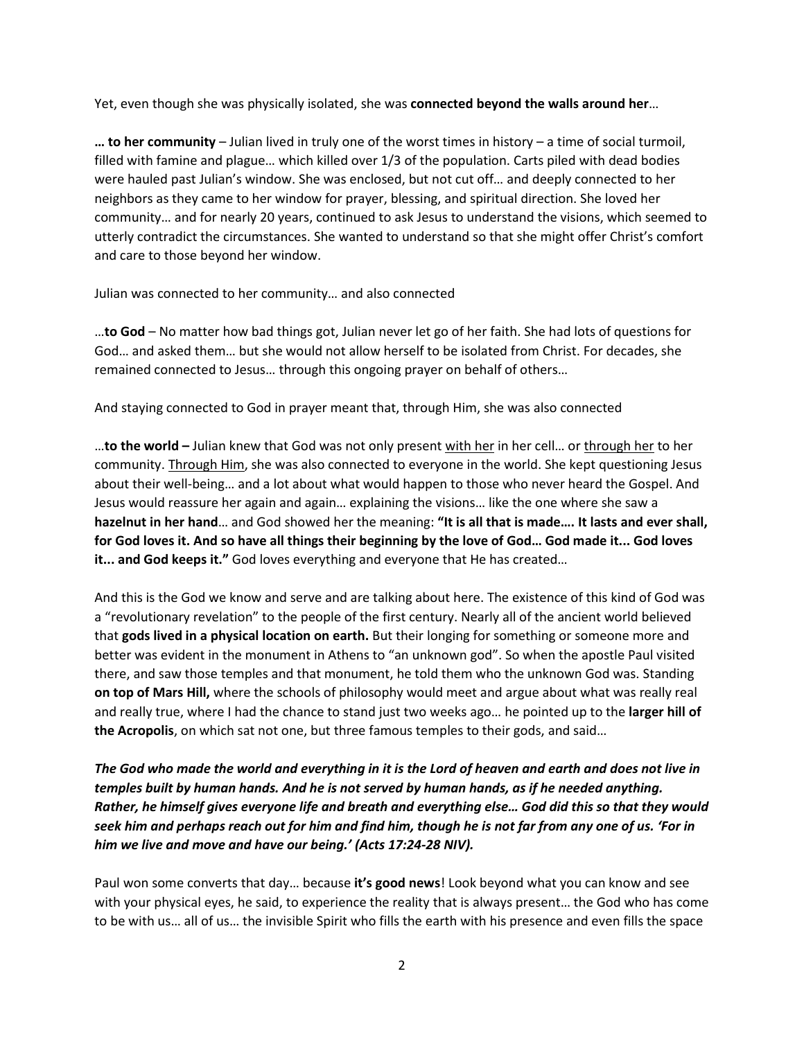Yet, even though she was physically isolated, she was **connected beyond the walls around her**…

**… to her community** – Julian lived in truly one of the worst times in history – a time of social turmoil, filled with famine and plague… which killed over 1/3 of the population. Carts piled with dead bodies were hauled past Julian's window. She was enclosed, but not cut off… and deeply connected to her neighbors as they came to her window for prayer, blessing, and spiritual direction. She loved her community… and for nearly 20 years, continued to ask Jesus to understand the visions, which seemed to utterly contradict the circumstances. She wanted to understand so that she might offer Christ's comfort and care to those beyond her window.

Julian was connected to her community… and also connected

…**to God** – No matter how bad things got, Julian never let go of her faith. She had lots of questions for God… and asked them… but she would not allow herself to be isolated from Christ. For decades, she remained connected to Jesus… through this ongoing prayer on behalf of others…

And staying connected to God in prayer meant that, through Him, she was also connected

…**to the world –** Julian knew that God was not only present <u>with her</u> in her cell… or <u>through her</u> to her community. <u>Through Him</u>, she was also connected to everyone in the world. She kept questioning Jesus about their well-being… and a lot about what would happen to those who never heard the Gospel. And Jesus would reassure her again and again… explaining the visions… like the one where she saw a **hazelnut in her hand**… and God showed her the meaning: **"It is all that is made…. It lasts and ever shall, for God loves it. And so have all things their beginning by the love of God… God made it... God loves it... and God keeps it."** God loves everything and everyone that He has created…

And this is the God we know and serve and are talking about here. The existence of this kind of God was a "revolutionary revelation" to the people of the first century. Nearly all of the ancient world believed that **gods lived in a physical location on earth.** But their longing for something or someone more and better was evident in the monument in Athens to "an unknown god". So when the apostle Paul visited there, and saw those temples and that monument, he told them who the unknown God was. Standing **on top of Mars Hill,** where the schools of philosophy would meet and argue about what was really real and really true, where I had the chance to stand just two weeks ago… he pointed up to the **larger hill of the Acropolis**, on which sat not one, but three famous temples to their gods, and said…

***The God who made the world and everything in it is the Lord of heaven and earth and does not live in temples built by human hands. And he is not served by human hands, as if he needed anything. Rather, he himself gives everyone life and breath and everything else… God did this so that they would seek him and perhaps reach out for him and find him, though he is not far from any one of us. 'For in him we live and move and have our being.' (Acts 17:24-28 NIV).***

Paul won some converts that day… because **it's good news**! Look beyond what you can know and see with your physical eyes, he said, to experience the reality that is always present… the God who has come to be with us… all of us… the invisible Spirit who fills the earth with his presence and even fills the space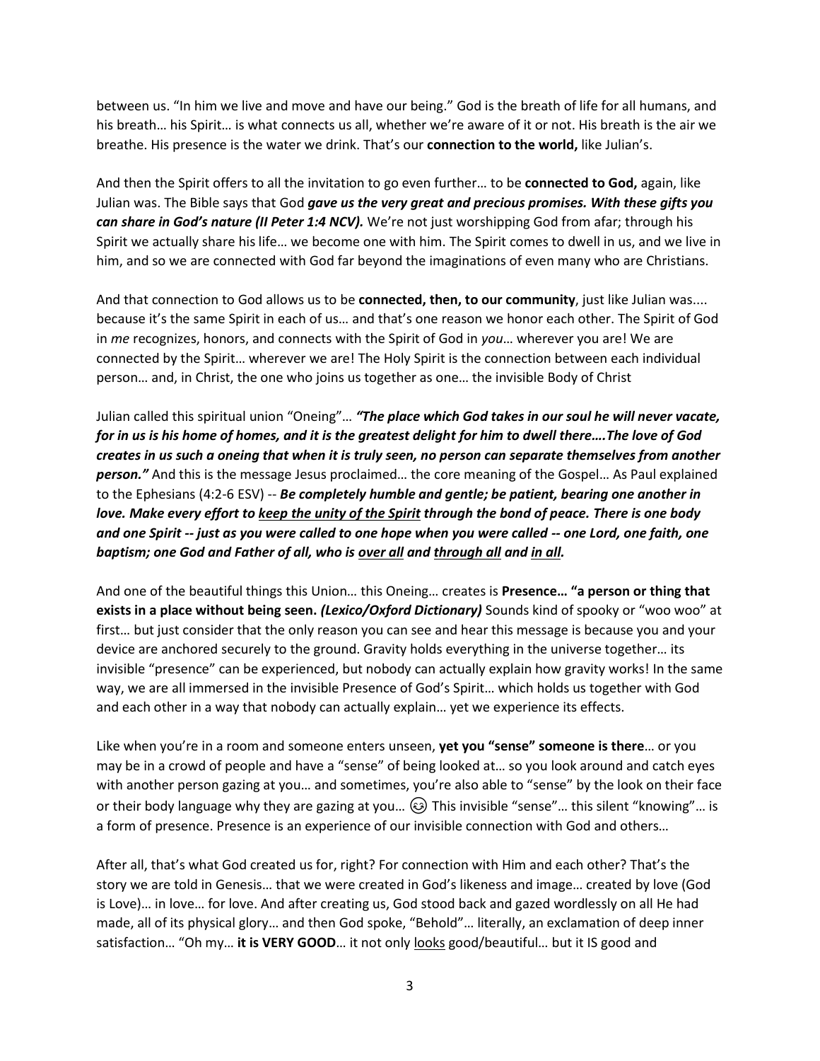between us. "In him we live and move and have our being." God is the breath of life for all humans, and his breath… his Spirit… is what connects us all, whether we're aware of it or not. His breath is the air we breathe. His presence is the water we drink. That's our **connection to the world,** like Julian's.

And then the Spirit offers to all the invitation to go even further… to be **connected to God,** again, like Julian was. The Bible says that God ***gave us the very great and precious promises. With these gifts you can share in God's nature (II Peter 1:4 NCV).*** We're not just worshipping God from afar; through his Spirit we actually share his life… we become one with him. The Spirit comes to dwell in us, and we live in him, and so we are connected with God far beyond the imaginations of even many who are Christians.

And that connection to God allows us to be **connected, then, to our community**, just like Julian was.... because it's the same Spirit in each of us… and that's one reason we honor each other. The Spirit of God in *me* recognizes, honors, and connects with the Spirit of God in *you*… wherever you are! We are connected by the Spirit… wherever we are! The Holy Spirit is the connection between each individual person… and, in Christ, the one who joins us together as one… the invisible Body of Christ

Julian called this spiritual union "Oneing"… ***"The place which God takes in our soul he will never vacate, for in us is his home of homes, and it is the greatest delight for him to dwell there….The love of God creates in us such a oneing that when it is truly seen, no person can separate themselves from another person."*** And this is the message Jesus proclaimed… the core meaning of the Gospel… As Paul explained to the Ephesians (4:2-6 ESV) -- ***Be completely humble and gentle; be patient, bearing one another in love. Make every effort to <u>keep the unity of the Spirit</u> through the bond of peace. There is one body and one Spirit -- just as you were called to one hope when you were called -- one Lord, one faith, one baptism; one God and Father of all, who is <u>over all</u> and <u>through all</u> and <u>in all</u>.***

And one of the beautiful things this Union… this Oneing… creates is **Presence… "a person or thing that exists in a place without being seen. *(Lexico/Oxford Dictionary)*** Sounds kind of spooky or "woo woo" at first… but just consider that the only reason you can see and hear this message is because you and your device are anchored securely to the ground. Gravity holds everything in the universe together… its invisible "presence" can be experienced, but nobody can actually explain how gravity works! In the same way, we are all immersed in the invisible Presence of God's Spirit… which holds us together with God and each other in a way that nobody can actually explain… yet we experience its effects.

Like when you're in a room and someone enters unseen, **yet you "sense" someone is there**… or you may be in a crowd of people and have a "sense" of being looked at… so you look around and catch eyes with another person gazing at you… and sometimes, you're also able to "sense" by the look on their face or their body language why they are gazing at you… 😉 This invisible "sense"… this silent "knowing"… is a form of presence. Presence is an experience of our invisible connection with God and others…

After all, that's what God created us for, right? For connection with Him and each other? That's the story we are told in Genesis… that we were created in God's likeness and image… created by love (God is Love)… in love… for love. And after creating us, God stood back and gazed wordlessly on all He had made, all of its physical glory… and then God spoke, "Behold"… literally, an exclamation of deep inner satisfaction… "Oh my… **it is VERY GOOD**… it not only <u>looks</u> good/beautiful… but it IS good and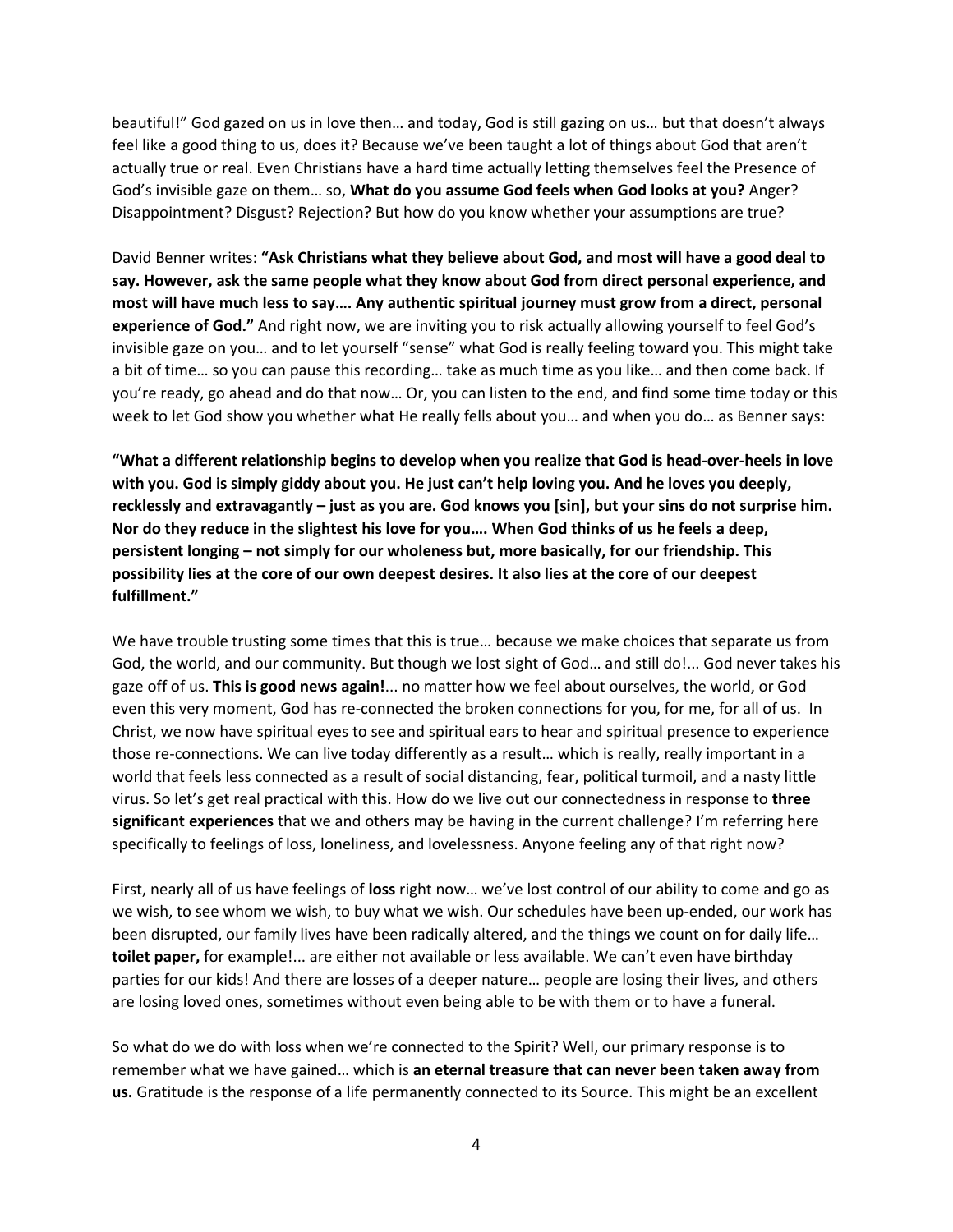beautiful!" God gazed on us in love then… and today, God is still gazing on us… but that doesn't always feel like a good thing to us, does it? Because we've been taught a lot of things about God that aren't actually true or real. Even Christians have a hard time actually letting themselves feel the Presence of God's invisible gaze on them… so, **What do you assume God feels when God looks at you?** Anger? Disappointment? Disgust? Rejection? But how do you know whether your assumptions are true?

David Benner writes: **"Ask Christians what they believe about God, and most will have a good deal to say. However, ask the same people what they know about God from direct personal experience, and most will have much less to say…. Any authentic spiritual journey must grow from a direct, personal experience of God."** And right now, we are inviting you to risk actually allowing yourself to feel God's invisible gaze on you… and to let yourself "sense" what God is really feeling toward you. This might take a bit of time… so you can pause this recording… take as much time as you like… and then come back. If you're ready, go ahead and do that now… Or, you can listen to the end, and find some time today or this week to let God show you whether what He really fells about you… and when you do… as Benner says:

**"What a different relationship begins to develop when you realize that God is head-over-heels in love with you. God is simply giddy about you. He just can't help loving you. And he loves you deeply, recklessly and extravagantly – just as you are. God knows you [sin], but your sins do not surprise him. Nor do they reduce in the slightest his love for you…. When God thinks of us he feels a deep, persistent longing – not simply for our wholeness but, more basically, for our friendship. This possibility lies at the core of our own deepest desires. It also lies at the core of our deepest fulfillment."**

We have trouble trusting some times that this is true… because we make choices that separate us from God, the world, and our community. But though we lost sight of God… and still do!... God never takes his gaze off of us. **This is good news again!**... no matter how we feel about ourselves, the world, or God even this very moment, God has re-connected the broken connections for you, for me, for all of us. In Christ, we now have spiritual eyes to see and spiritual ears to hear and spiritual presence to experience those re-connections. We can live today differently as a result… which is really, really important in a world that feels less connected as a result of social distancing, fear, political turmoil, and a nasty little virus. So let's get real practical with this. How do we live out our connectedness in response to **three significant experiences** that we and others may be having in the current challenge? I'm referring here specifically to feelings of loss, loneliness, and lovelessness. Anyone feeling any of that right now?

First, nearly all of us have feelings of **loss** right now… we've lost control of our ability to come and go as we wish, to see whom we wish, to buy what we wish. Our schedules have been up-ended, our work has been disrupted, our family lives have been radically altered, and the things we count on for daily life… **toilet paper,** for example!... are either not available or less available. We can't even have birthday parties for our kids! And there are losses of a deeper nature… people are losing their lives, and others are losing loved ones, sometimes without even being able to be with them or to have a funeral.

So what do we do with loss when we're connected to the Spirit? Well, our primary response is to remember what we have gained… which is **an eternal treasure that can never been taken away from us.** Gratitude is the response of a life permanently connected to its Source. This might be an excellent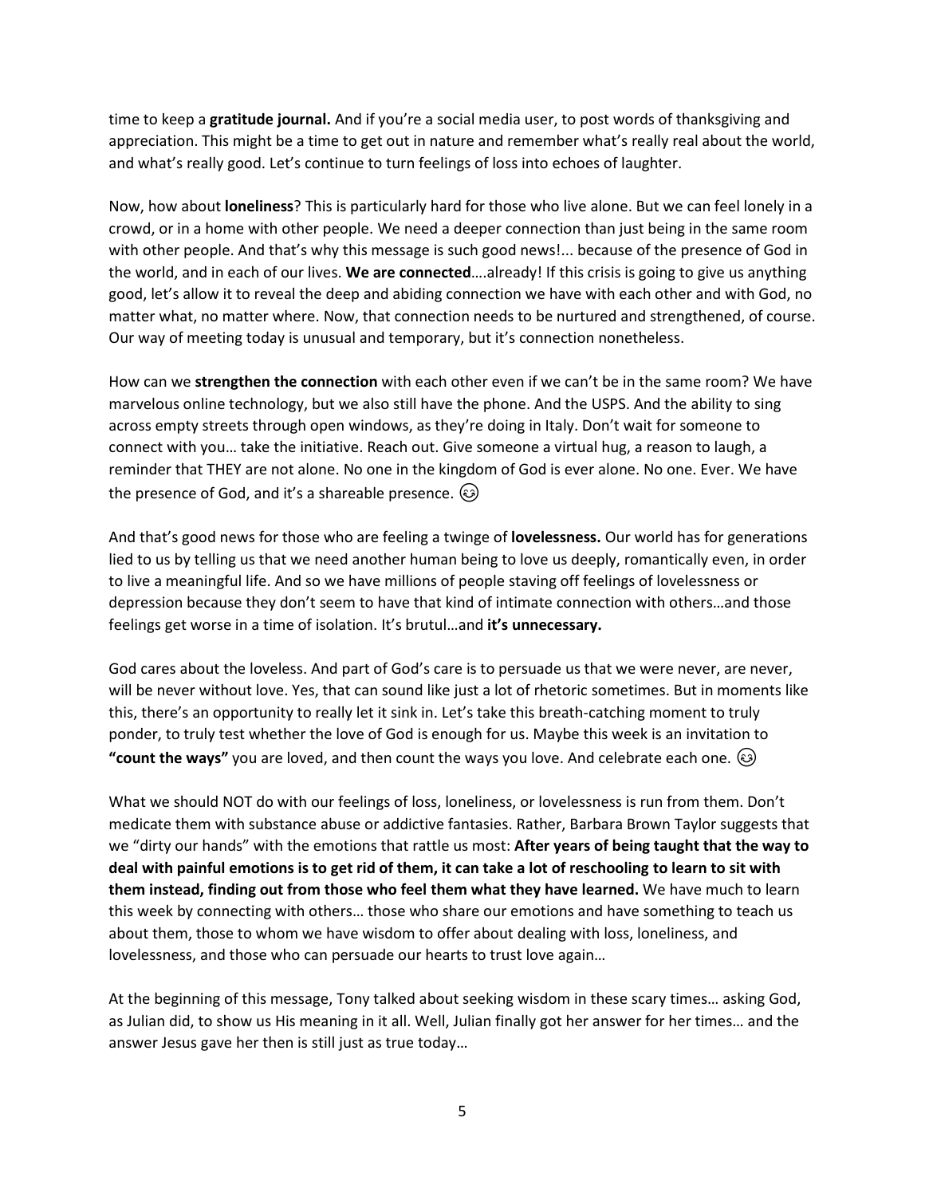time to keep a **gratitude journal.** And if you're a social media user, to post words of thanksgiving and appreciation. This might be a time to get out in nature and remember what's really real about the world, and what's really good. Let's continue to turn feelings of loss into echoes of laughter.

Now, how about **loneliness**? This is particularly hard for those who live alone. But we can feel lonely in a crowd, or in a home with other people. We need a deeper connection than just being in the same room with other people. And that's why this message is such good news!... because of the presence of God in the world, and in each of our lives. **We are connected**….already! If this crisis is going to give us anything good, let's allow it to reveal the deep and abiding connection we have with each other and with God, no matter what, no matter where. Now, that connection needs to be nurtured and strengthened, of course. Our way of meeting today is unusual and temporary, but it's connection nonetheless.

How can we **strengthen the connection** with each other even if we can't be in the same room? We have marvelous online technology, but we also still have the phone. And the USPS. And the ability to sing across empty streets through open windows, as they're doing in Italy. Don't wait for someone to connect with you… take the initiative. Reach out. Give someone a virtual hug, a reason to laugh, a reminder that THEY are not alone. No one in the kingdom of God is ever alone. No one. Ever. We have the presence of God, and it's a shareable presence. 😉

And that's good news for those who are feeling a twinge of **lovelessness.** Our world has for generations lied to us by telling us that we need another human being to love us deeply, romantically even, in order to live a meaningful life. And so we have millions of people staving off feelings of lovelessness or depression because they don't seem to have that kind of intimate connection with others…and those feelings get worse in a time of isolation. It's brutul…and **it's unnecessary.**

God cares about the loveless. And part of God's care is to persuade us that we were never, are never, will be never without love. Yes, that can sound like just a lot of rhetoric sometimes. But in moments like this, there's an opportunity to really let it sink in. Let's take this breath-catching moment to truly ponder, to truly test whether the love of God is enough for us. Maybe this week is an invitation to **"count the ways"** you are loved, and then count the ways you love. And celebrate each one. 😉

What we should NOT do with our feelings of loss, loneliness, or lovelessness is run from them. Don't medicate them with substance abuse or addictive fantasies. Rather, Barbara Brown Taylor suggests that we "dirty our hands" with the emotions that rattle us most: **After years of being taught that the way to deal with painful emotions is to get rid of them, it can take a lot of reschooling to learn to sit with them instead, finding out from those who feel them what they have learned.** We have much to learn this week by connecting with others… those who share our emotions and have something to teach us about them, those to whom we have wisdom to offer about dealing with loss, loneliness, and lovelessness, and those who can persuade our hearts to trust love again…

At the beginning of this message, Tony talked about seeking wisdom in these scary times… asking God, as Julian did, to show us His meaning in it all. Well, Julian finally got her answer for her times… and the answer Jesus gave her then is still just as true today…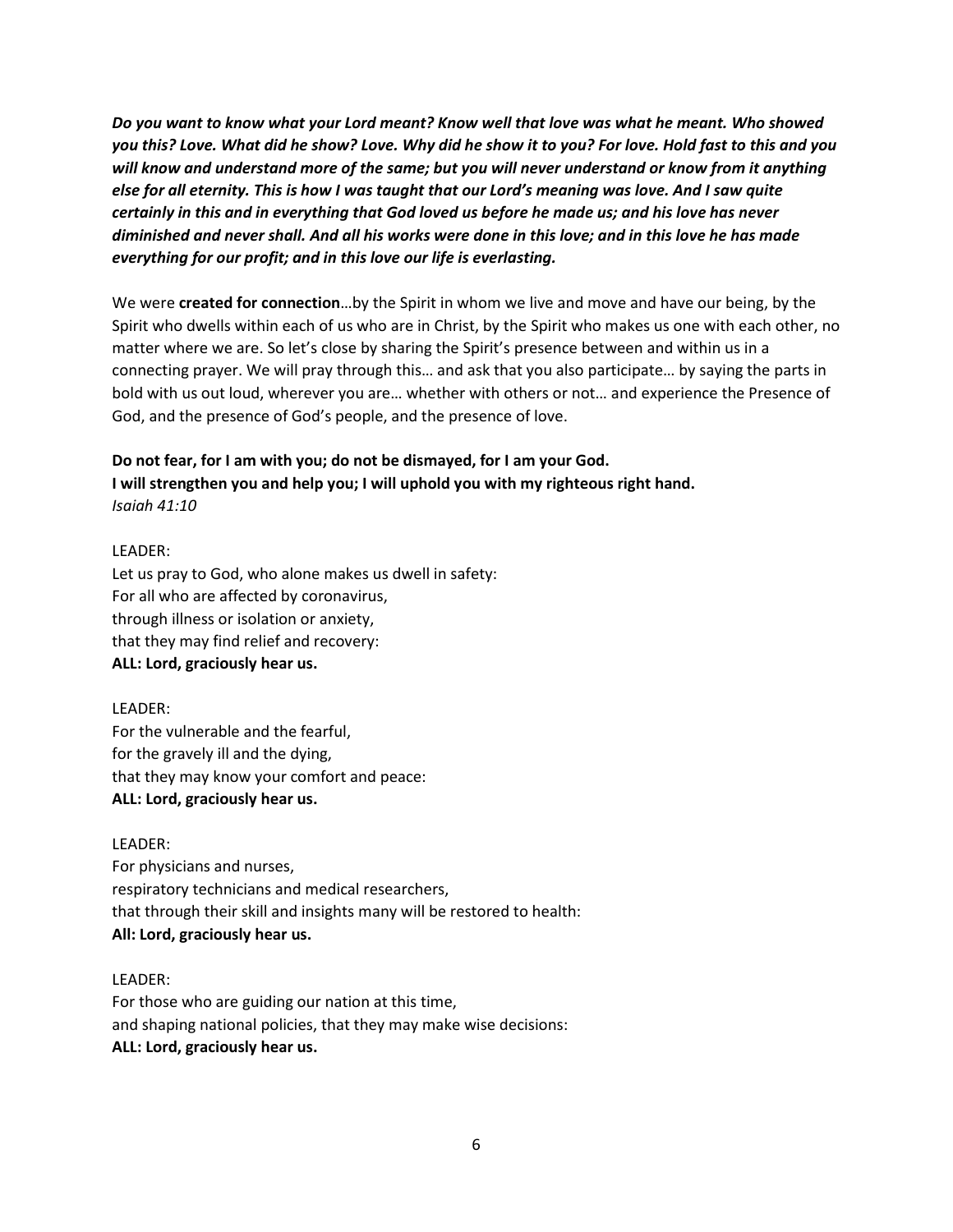***Do you want to know what your Lord meant? Know well that love was what he meant. Who showed you this? Love. What did he show? Love. Why did he show it to you? For love. Hold fast to this and you will know and understand more of the same; but you will never understand or know from it anything else for all eternity. This is how I was taught that our Lord's meaning was love. And I saw quite certainly in this and in everything that God loved us before he made us; and his love has never diminished and never shall. And all his works were done in this love; and in this love he has made everything for our profit; and in this love our life is everlasting.***

We were **created for connection**…by the Spirit in whom we live and move and have our being, by the Spirit who dwells within each of us who are in Christ, by the Spirit who makes us one with each other, no matter where we are. So let's close by sharing the Spirit's presence between and within us in a connecting prayer. We will pray through this… and ask that you also participate… by saying the parts in bold with us out loud, wherever you are… whether with others or not… and experience the Presence of God, and the presence of God's people, and the presence of love.

**Do not fear, for I am with you; do not be dismayed, for I am your God.**
**I will strengthen you and help you; I will uphold you with my righteous right hand.**
*Isaiah 41:10*

LEADER:
Let us pray to God, who alone makes us dwell in safety:
For all who are affected by coronavirus,
through illness or isolation or anxiety,
that they may find relief and recovery:
**ALL: Lord, graciously hear us.**

LEADER:
For the vulnerable and the fearful,
for the gravely ill and the dying,
that they may know your comfort and peace:
**ALL: Lord, graciously hear us.**

LEADER:
For physicians and nurses,
respiratory technicians and medical researchers,
that through their skill and insights many will be restored to health:
**All: Lord, graciously hear us.**

LEADER:
For those who are guiding our nation at this time,
and shaping national policies, that they may make wise decisions:
**ALL: Lord, graciously hear us.**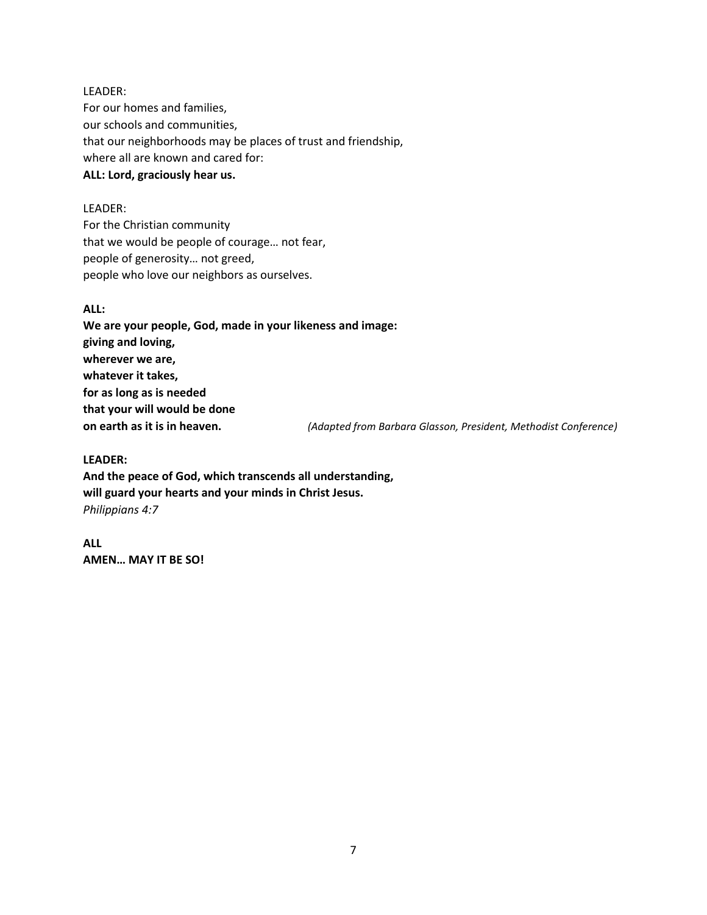LEADER:
For our homes and families,
our schools and communities,
that our neighborhoods may be places of trust and friendship,
where all are known and cared for:
**ALL: Lord, graciously hear us.**

LEADER:
For the Christian community
that we would be people of courage… not fear,
people of generosity… not greed,
people who love our neighbors as ourselves.

**ALL:**
**We are your people, God, made in your likeness and image:**
**giving and loving,**
**wherever we are,**
**whatever it takes,**
**for as long as is needed**
**that your will would be done**
**on earth as it is in heaven.** *(Adapted from Barbara Glasson, President, Methodist Conference)*

**LEADER:**
**And the peace of God, which transcends all understanding,**
**will guard your hearts and your minds in Christ Jesus.**
*Philippians 4:7*

**ALL**
**AMEN… MAY IT BE SO!**